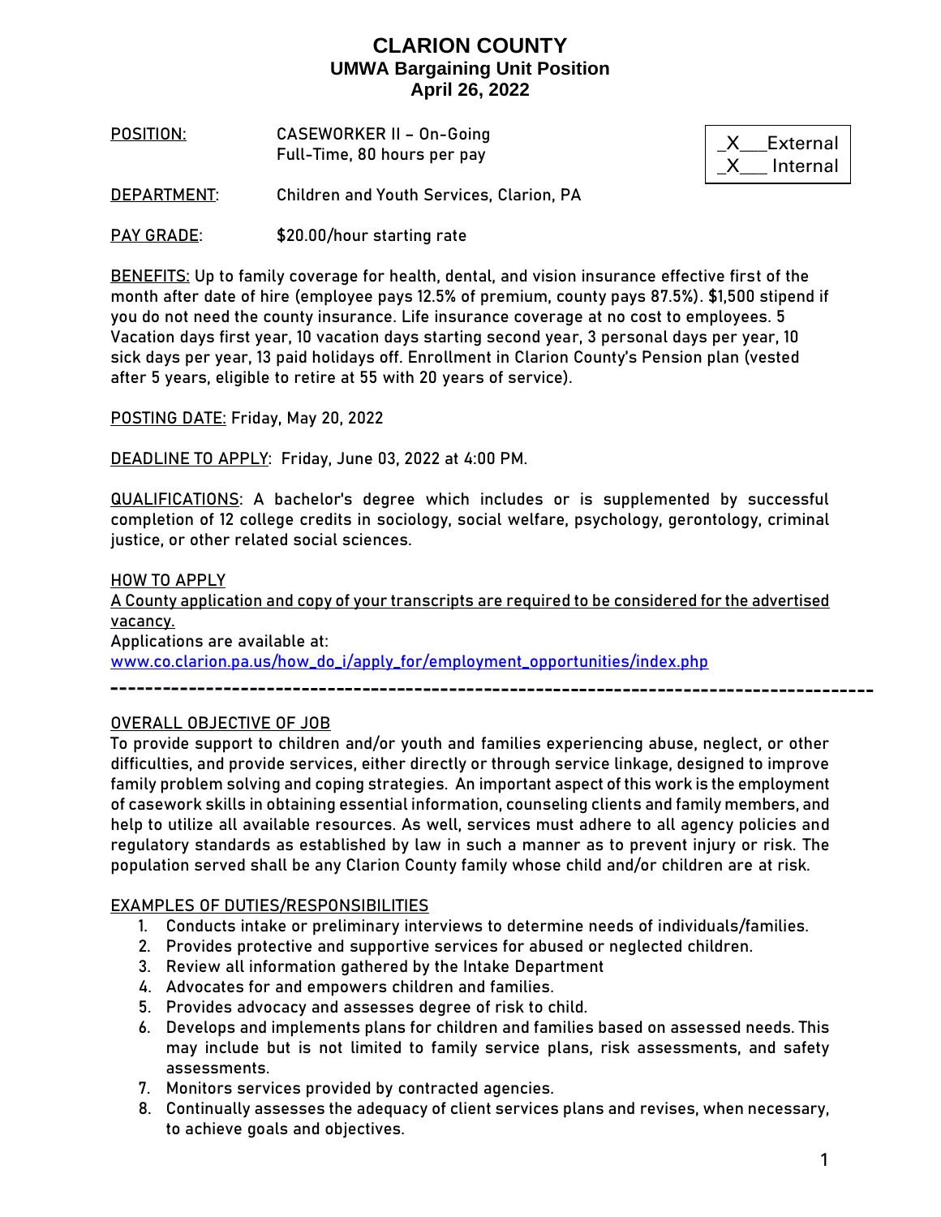# CLARION COUNTY
## UMWA Bargaining Unit Position
## April 26, 2022

_X___External
_X___ Internal

<u>POSITION:</u> CASEWORKER II – On-Going
Full-Time, 80 hours per pay

<u>DEPARTMENT</u>: Children and Youth Services, Clarion, PA

<u>PAY GRADE</u>: $20.00/hour starting rate

<u>BENEFITS:</u> Up to family coverage for health, dental, and vision insurance effective first of the month after date of hire (employee pays 12.5% of premium, county pays 87.5%). $1,500 stipend if you do not need the county insurance. Life insurance coverage at no cost to employees. 5 Vacation days first year, 10 vacation days starting second year, 3 personal days per year, 10 sick days per year, 13 paid holidays off. Enrollment in Clarion County's Pension plan (vested after 5 years, eligible to retire at 55 with 20 years of service).

<u>POSTING DATE:</u> Friday, May 20, 2022

<u>DEADLINE TO APPLY</u>: Friday, June 03, 2022 at 4:00 PM.

<u>QUALIFICATIONS</u>: A bachelor's degree which includes or is supplemented by successful completion of 12 college credits in sociology, social welfare, psychology, gerontology, criminal justice, or other related social sciences.

<u>HOW TO APPLY</u>
<u>A County application and copy of your transcripts are required to be considered for the advertised vacancy.</u>
Applications are available at:
www.co.clarion.pa.us/how_do_i/apply_for/employment_opportunities/index.php

---

<u>OVERALL OBJECTIVE OF JOB</u>
To provide support to children and/or youth and families experiencing abuse, neglect, or other difficulties, and provide services, either directly or through service linkage, designed to improve family problem solving and coping strategies. An important aspect of this work is the employment of casework skills in obtaining essential information, counseling clients and family members, and help to utilize all available resources. As well, services must adhere to all agency policies and regulatory standards as established by law in such a manner as to prevent injury or risk. The population served shall be any Clarion County family whose child and/or children are at risk.

<u>EXAMPLES OF DUTIES/RESPONSIBILITIES</u>
1. Conducts intake or preliminary interviews to determine needs of individuals/families.
2. Provides protective and supportive services for abused or neglected children.
3. Review all information gathered by the Intake Department
4. Advocates for and empowers children and families.
5. Provides advocacy and assesses degree of risk to child.
6. Develops and implements plans for children and families based on assessed needs. This may include but is not limited to family service plans, risk assessments, and safety assessments.
7. Monitors services provided by contracted agencies.
8. Continually assesses the adequacy of client services plans and revises, when necessary, to achieve goals and objectives.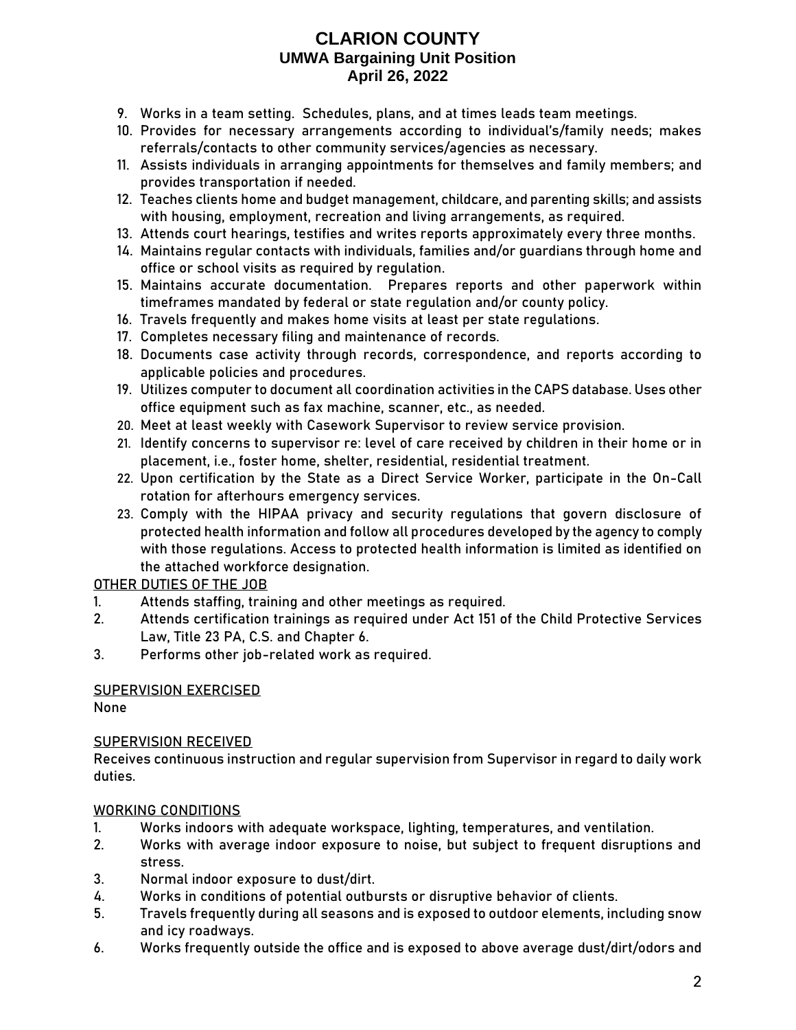9. Works in a team setting. Schedules, plans, and at times leads team meetings.
10. Provides for necessary arrangements according to individual's/family needs; makes referrals/contacts to other community services/agencies as necessary.
11. Assists individuals in arranging appointments for themselves and family members; and provides transportation if needed.
12. Teaches clients home and budget management, childcare, and parenting skills; and assists with housing, employment, recreation and living arrangements, as required.
13. Attends court hearings, testifies and writes reports approximately every three months.
14. Maintains regular contacts with individuals, families and/or guardians through home and office or school visits as required by regulation.
15. Maintains accurate documentation. Prepares reports and other paperwork within timeframes mandated by federal or state regulation and/or county policy.
16. Travels frequently and makes home visits at least per state regulations.
17. Completes necessary filing and maintenance of records.
18. Documents case activity through records, correspondence, and reports according to applicable policies and procedures.
19. Utilizes computer to document all coordination activities in the CAPS database. Uses other office equipment such as fax machine, scanner, etc., as needed.
20. Meet at least weekly with Casework Supervisor to review service provision.
21. Identify concerns to supervisor re: level of care received by children in their home or in placement, i.e., foster home, shelter, residential, residential treatment.
22. Upon certification by the State as a Direct Service Worker, participate in the On-Call rotation for afterhours emergency services.
23. Comply with the HIPAA privacy and security regulations that govern disclosure of protected health information and follow all procedures developed by the agency to comply with those regulations. Access to protected health information is limited as identified on the attached workforce designation.

<u>OTHER DUTIES OF THE JOB</u>

1. Attends staffing, training and other meetings as required.
2. Attends certification trainings as required under Act 151 of the Child Protective Services Law, Title 23 PA, C.S. and Chapter 6.
3. Performs other job-related work as required.

<u>SUPERVISION EXERCISED</u>

None

<u>SUPERVISION RECEIVED</u>

Receives continuous instruction and regular supervision from Supervisor in regard to daily work duties.

<u>WORKING CONDITIONS</u>

1. Works indoors with adequate workspace, lighting, temperatures, and ventilation.
2. Works with average indoor exposure to noise, but subject to frequent disruptions and stress.
3. Normal indoor exposure to dust/dirt.
4. Works in conditions of potential outbursts or disruptive behavior of clients.
5. Travels frequently during all seasons and is exposed to outdoor elements, including snow and icy roadways.
6. Works frequently outside the office and is exposed to above average dust/dirt/odors and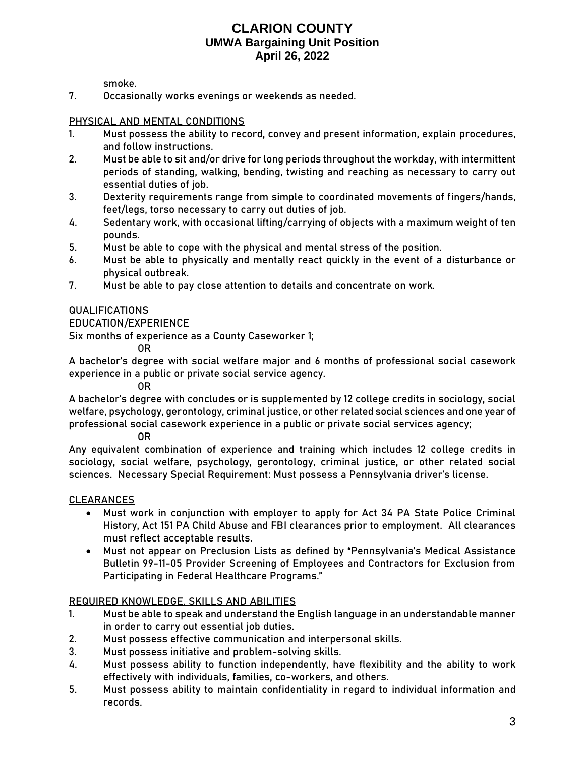smoke.

7. Occasionally works evenings or weekends as needed.

## PHYSICAL AND MENTAL CONDITIONS

1. Must possess the ability to record, convey and present information, explain procedures, and follow instructions.
2. Must be able to sit and/or drive for long periods throughout the workday, with intermittent periods of standing, walking, bending, twisting and reaching as necessary to carry out essential duties of job.
3. Dexterity requirements range from simple to coordinated movements of fingers/hands, feet/legs, torso necessary to carry out duties of job.
4. Sedentary work, with occasional lifting/carrying of objects with a maximum weight of ten pounds.
5. Must be able to cope with the physical and mental stress of the position.
6. Must be able to physically and mentally react quickly in the event of a disturbance or physical outbreak.
7. Must be able to pay close attention to details and concentrate on work.

## QUALIFICATIONS

### EDUCATION/EXPERIENCE

Six months of experience as a County Caseworker 1;

OR

A bachelor's degree with social welfare major and 6 months of professional social casework experience in a public or private social service agency.

OR

A bachelor's degree with concludes or is supplemented by 12 college credits in sociology, social welfare, psychology, gerontology, criminal justice, or other related social sciences and one year of professional social casework experience in a public or private social services agency;

OR

Any equivalent combination of experience and training which includes 12 college credits in sociology, social welfare, psychology, gerontology, criminal justice, or other related social sciences. Necessary Special Requirement: Must possess a Pennsylvania driver's license.

## CLEARANCES

- Must work in conjunction with employer to apply for Act 34 PA State Police Criminal History, Act 151 PA Child Abuse and FBI clearances prior to employment. All clearances must reflect acceptable results.
- Must not appear on Preclusion Lists as defined by "Pennsylvania's Medical Assistance Bulletin 99-11-05 Provider Screening of Employees and Contractors for Exclusion from Participating in Federal Healthcare Programs."

## REQUIRED KNOWLEDGE, SKILLS AND ABILITIES

1. Must be able to speak and understand the English language in an understandable manner in order to carry out essential job duties.
2. Must possess effective communication and interpersonal skills.
3. Must possess initiative and problem-solving skills.
4. Must possess ability to function independently, have flexibility and the ability to work effectively with individuals, families, co-workers, and others.
5. Must possess ability to maintain confidentiality in regard to individual information and records.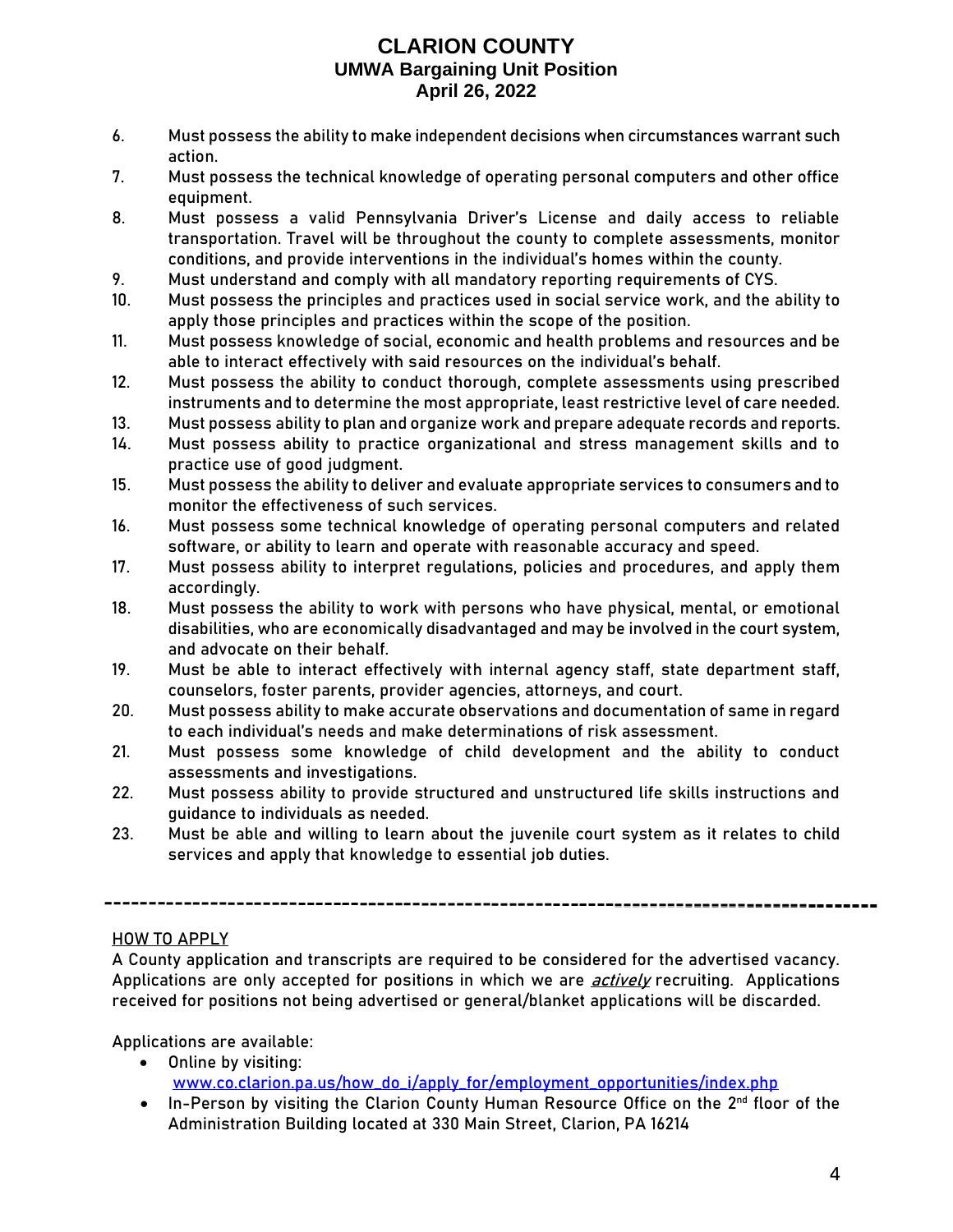6. Must possess the ability to make independent decisions when circumstances warrant such action.
7. Must possess the technical knowledge of operating personal computers and other office equipment.
8. Must possess a valid Pennsylvania Driver's License and daily access to reliable transportation. Travel will be throughout the county to complete assessments, monitor conditions, and provide interventions in the individual's homes within the county.
9. Must understand and comply with all mandatory reporting requirements of CYS.
10. Must possess the principles and practices used in social service work, and the ability to apply those principles and practices within the scope of the position.
11. Must possess knowledge of social, economic and health problems and resources and be able to interact effectively with said resources on the individual's behalf.
12. Must possess the ability to conduct thorough, complete assessments using prescribed instruments and to determine the most appropriate, least restrictive level of care needed.
13. Must possess ability to plan and organize work and prepare adequate records and reports.
14. Must possess ability to practice organizational and stress management skills and to practice use of good judgment.
15. Must possess the ability to deliver and evaluate appropriate services to consumers and to monitor the effectiveness of such services.
16. Must possess some technical knowledge of operating personal computers and related software, or ability to learn and operate with reasonable accuracy and speed.
17. Must possess ability to interpret regulations, policies and procedures, and apply them accordingly.
18. Must possess the ability to work with persons who have physical, mental, or emotional disabilities, who are economically disadvantaged and may be involved in the court system, and advocate on their behalf.
19. Must be able to interact effectively with internal agency staff, state department staff, counselors, foster parents, provider agencies, attorneys, and court.
20. Must possess ability to make accurate observations and documentation of same in regard to each individual's needs and make determinations of risk assessment.
21. Must possess some knowledge of child development and the ability to conduct assessments and investigations.
22. Must possess ability to provide structured and unstructured life skills instructions and guidance to individuals as needed.
23. Must be able and willing to learn about the juvenile court system as it relates to child services and apply that knowledge to essential job duties.

---

## HOW TO APPLY

A County application and transcripts are required to be considered for the advertised vacancy. Applications are only accepted for positions in which we are ***actively*** recruiting. Applications received for positions not being advertised or general/blanket applications will be discarded.

Applications are available:

- Online by visiting: www.co.clarion.pa.us/how_do_i/apply_for/employment_opportunities/index.php
- In-Person by visiting the Clarion County Human Resource Office on the 2nd floor of the Administration Building located at 330 Main Street, Clarion, PA 16214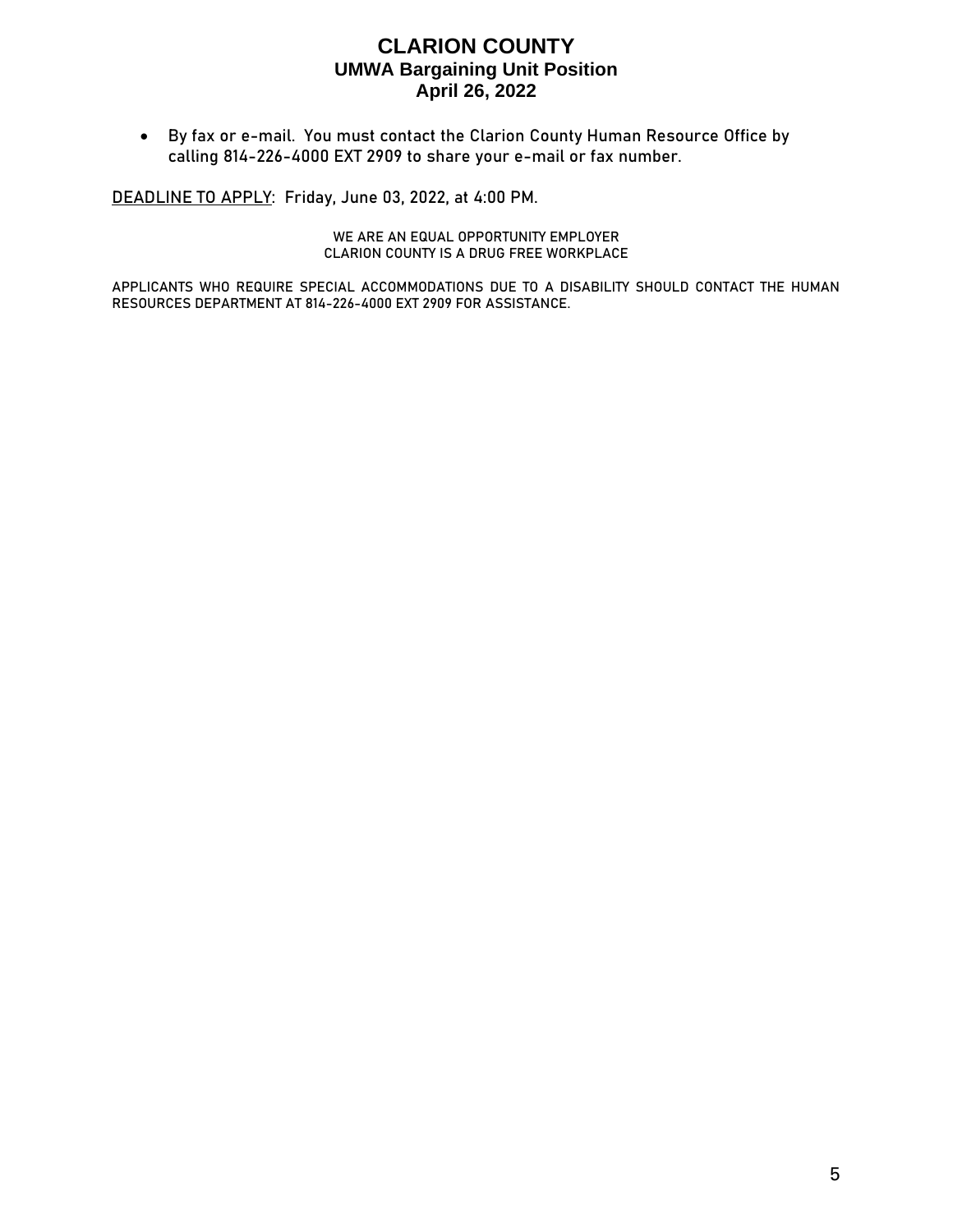- By fax or e-mail. You must contact the Clarion County Human Resource Office by calling 814-226-4000 EXT 2909 to share your e-mail or fax number.

DEADLINE TO APPLY: Friday, June 03, 2022, at 4:00 PM.

WE ARE AN EQUAL OPPORTUNITY EMPLOYER
CLARION COUNTY IS A DRUG FREE WORKPLACE

APPLICANTS WHO REQUIRE SPECIAL ACCOMMODATIONS DUE TO A DISABILITY SHOULD CONTACT THE HUMAN RESOURCES DEPARTMENT AT 814-226-4000 EXT 2909 FOR ASSISTANCE.